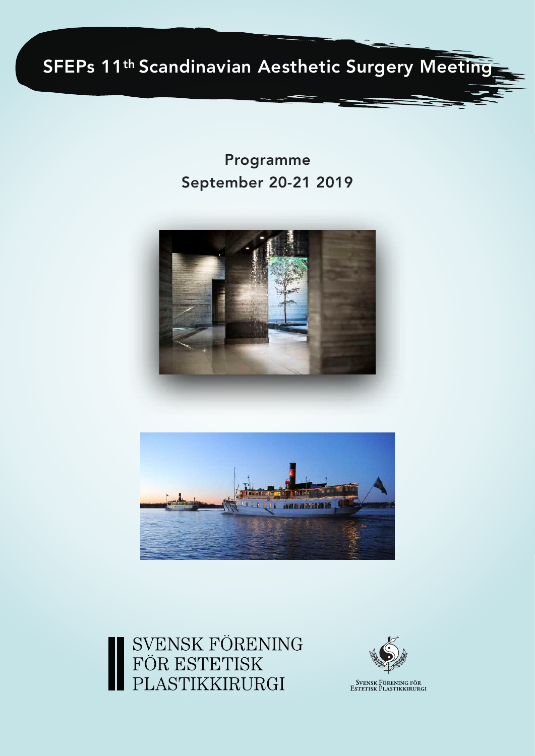# SFEPs 11th Scandinavian Aesthetic Surgery Meeting

## Programme
## September 20-21 2019

SVENSK FÖRENING
FÖR ESTETISK
PLASTIKKIRURGI

Svensk Förening för
Estetisk Plastikkirurgi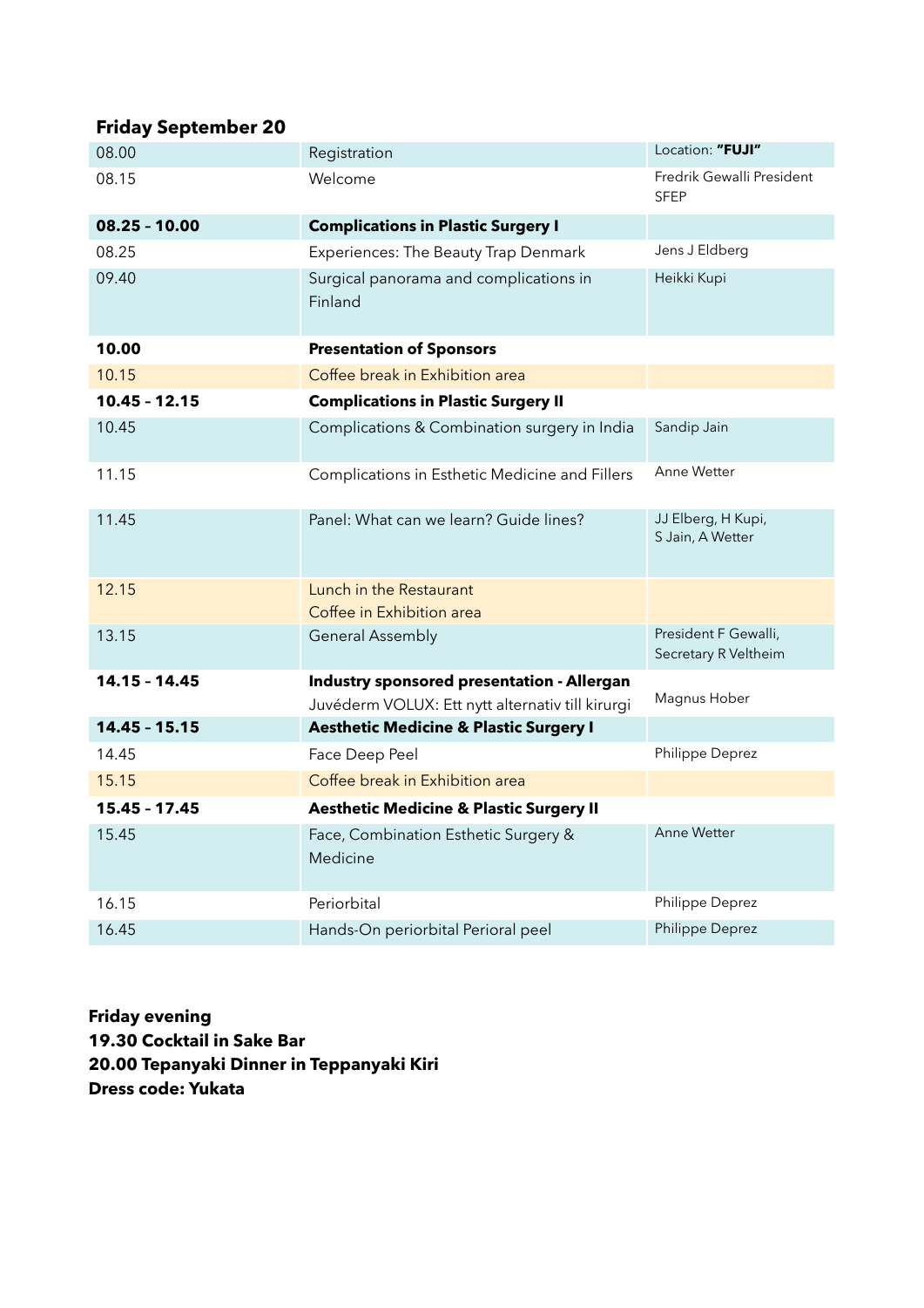## Friday September 20

| | | |
|---|---|---|
| 08.00 | Registration | Location: **"FUJI"** |
| 08.15 | Welcome | Fredrik Gewalli President SFEP |
| **08.25 – 10.00** | **Complications in Plastic Surgery I** | |
| 08.25 | Experiences: The Beauty Trap Denmark | Jens J Eldberg |
| 09.40 | Surgical panorama and complications in Finland | Heikki Kupi |
| **10.00** | **Presentation of Sponsors** | |
| 10.15 | Coffee break in Exhibition area | |
| **10.45 – 12.15** | **Complications in Plastic Surgery II** | |
| 10.45 | Complications & Combination surgery in India | Sandip Jain |
| 11.15 | Complications in Esthetic Medicine and Fillers | Anne Wetter |
| 11.45 | Panel: What can we learn? Guide lines? | JJ Elberg, H Kupi, S Jain, A Wetter |
| 12.15 | Lunch in the Restaurant<br>Coffee in Exhibition area | |
| 13.15 | General Assembly | President F Gewalli, Secretary R Veltheim |
| **14.15 – 14.45** | **Industry sponsored presentation - Allergan**<br>Juvéderm VOLUX: Ett nytt alternativ till kirurgi | Magnus Hober |
| **14.45 – 15.15** | **Aesthetic Medicine & Plastic Surgery I** | |
| 14.45 | Face Deep Peel | Philippe Deprez |
| 15.15 | Coffee break in Exhibition area | |
| **15.45 – 17.45** | **Aesthetic Medicine & Plastic Surgery II** | |
| 15.45 | Face, Combination Esthetic Surgery & Medicine | Anne Wetter |
| 16.15 | Periorbital | Philippe Deprez |
| 16.45 | Hands-On periorbital Perioral peel | Philippe Deprez |

**Friday evening**
**19.30 Cocktail in Sake Bar**
**20.00 Tepanyaki Dinner in Teppanyaki Kiri**
**Dress code: Yukata**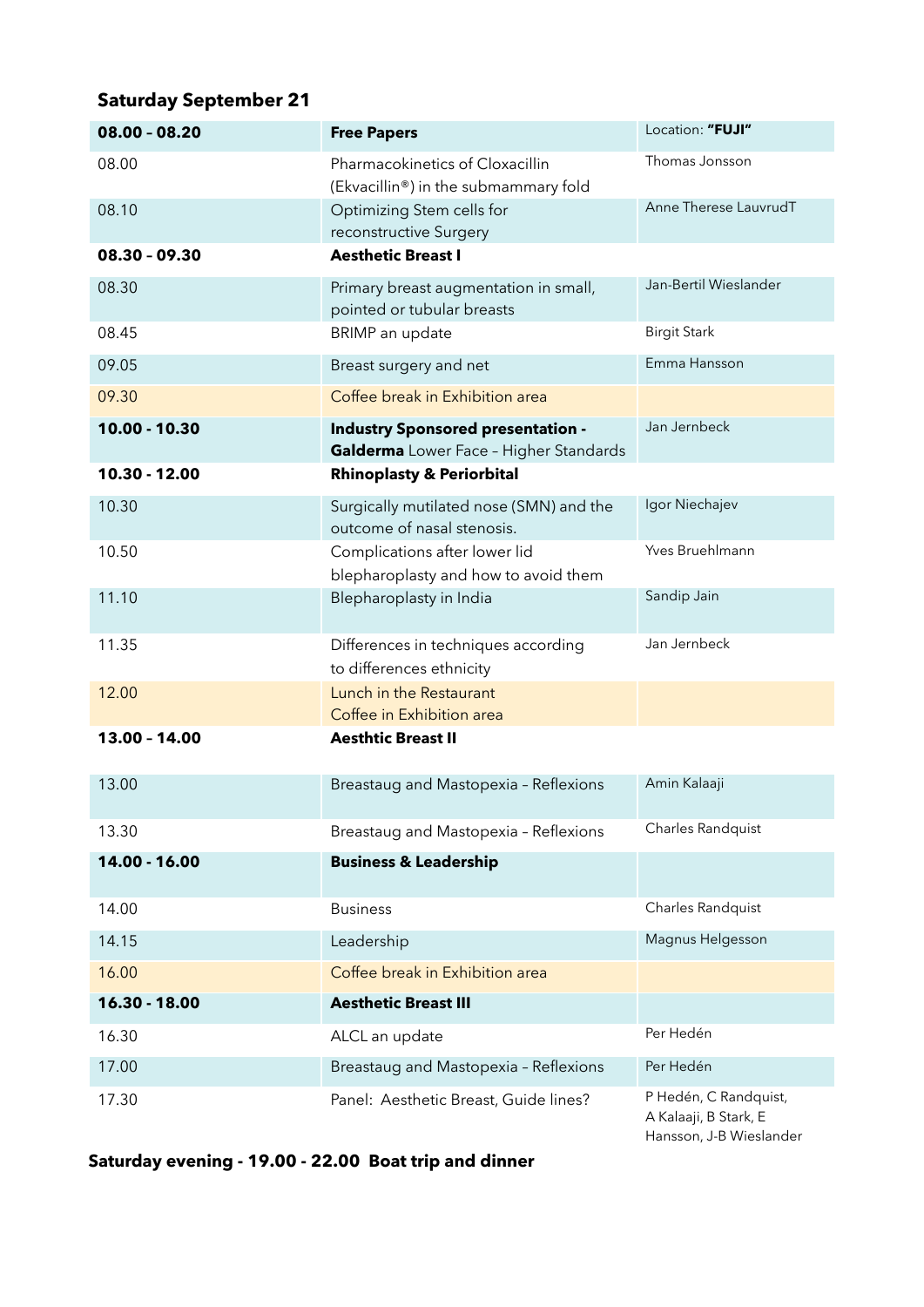## Saturday September 21

| | | |
|---|---|---|
| **08.00 – 08.20** | **Free Papers** | Location: **"FUJI"** |
| 08.00 | Pharmacokinetics of Cloxacillin (Ekvacillin®) in the submammary fold | Thomas Jonsson |
| 08.10 | Optimizing Stem cells for reconstructive Surgery | Anne Therese LauvrudT |
| **08.30 – 09.30** | **Aesthetic Breast I** | |
| 08.30 | Primary breast augmentation in small, pointed or tubular breasts | Jan-Bertil Wieslander |
| 08.45 | BRIMP an update | Birgit Stark |
| 09.05 | Breast surgery and net | Emma Hansson |
| 09.30 | Coffee break in Exhibition area | |
| **10.00 - 10.30** | **Industry Sponsored presentation - Galderma** Lower Face – Higher Standards | Jan Jernbeck |
| **10.30 - 12.00** | **Rhinoplasty & Periorbital** | |
| 10.30 | Surgically mutilated nose (SMN) and the outcome of nasal stenosis. | Igor Niechajev |
| 10.50 | Complications after lower lid blepharoplasty and how to avoid them | Yves Bruehlmann |
| 11.10 | Blepharoplasty in India | Sandip Jain |
| 11.35 | Differences in techniques according to differences ethnicity | Jan Jernbeck |
| 12.00 | Lunch in the Restaurant<br>Coffee in Exhibition area | |
| **13.00 – 14.00** | **Aesthtic Breast II** | |
| 13.00 | Breastaug and Mastopexia – Reflexions | Amin Kalaaji |
| 13.30 | Breastaug and Mastopexia – Reflexions | Charles Randquist |
| **14.00 - 16.00** | **Business & Leadership** | |
| 14.00 | Business | Charles Randquist |
| 14.15 | Leadership | Magnus Helgesson |
| 16.00 | Coffee break in Exhibition area | |
| **16.30 - 18.00** | **Aesthetic Breast III** | |
| 16.30 | ALCL an update | Per Hedén |
| 17.00 | Breastaug and Mastopexia – Reflexions | Per Hedén |
| 17.30 | Panel: Aesthetic Breast, Guide lines? | P Hedén, C Randquist, A Kalaaji, B Stark, E Hansson, J-B Wieslander |

**Saturday evening - 19.00 - 22.00 Boat trip and dinner**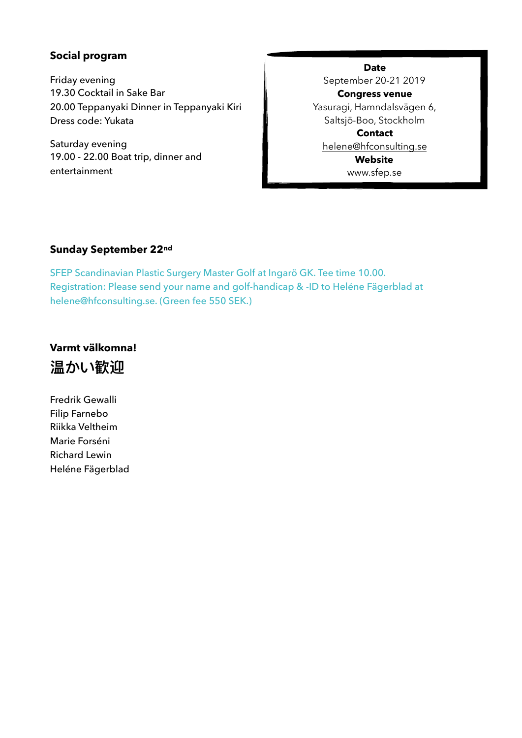## Social program

Friday evening
19.30 Cocktail in Sake Bar
20.00 Teppanyaki Dinner in Teppanyaki Kiri
Dress code: Yukata

Saturday evening
19.00 - 22.00 Boat trip, dinner and entertainment

**Date**
September 20-21 2019
**Congress venue**
Yasuragi, Hamndalsvägen 6, Saltsjö-Boo, Stockholm
**Contact**
helene@hfconsulting.se
**Website**
www.sfep.se

## Sunday September 22nd

SFEP Scandinavian Plastic Surgery Master Golf at Ingarö GK. Tee time 10.00. Registration: Please send your name and golf-handicap & -ID to Heléne Fägerblad at helene@hfconsulting.se. (Green fee 550 SEK.)

**Varmt välkomna!**

**温かい歓迎**

Fredrik Gewalli
Filip Farnebo
Riikka Veltheim
Marie Forséni
Richard Lewin
Heléne Fägerblad